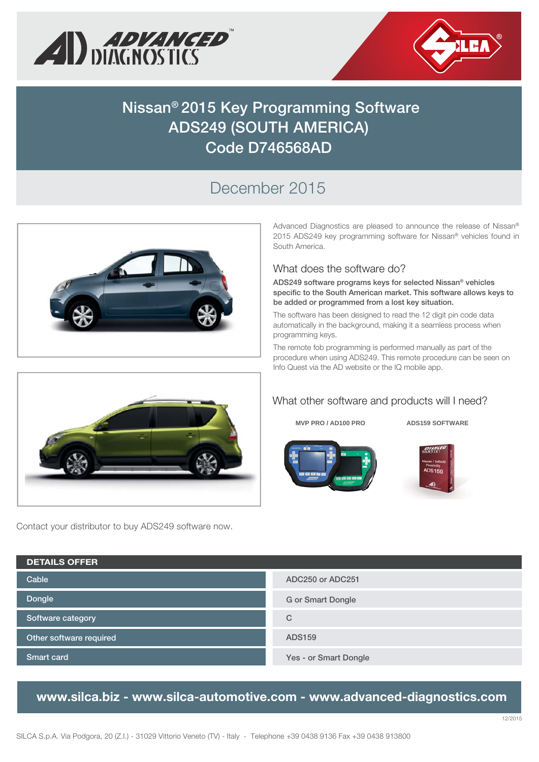# Nissan® 2015 Key Programming Software ADS249 (SOUTH AMERICA) Code D746568AD

## December 2015

Advanced Diagnostics are pleased to announce the release of Nissan® 2015 ADS249 key programming software for Nissan® vehicles found in South America.

### What does the software do?

**ADS249 software programs keys for selected Nissan® vehicles specific to the South American market. This software allows keys to be added or programmed from a lost key situation.**

The software has been designed to read the 12 digit pin code data automatically in the background, making it a seamless process when programming keys.

The remote fob programming is performed manually as part of the procedure when using ADS249. This remote procedure can be seen on Info Quest via the AD website or the IQ mobile app.

### What other software and products will I need?

**MVP PRO / AD100 PRO**

**ADS159 SOFTWARE**

Contact your distributor to buy ADS249 software now.

| DETAILS OFFER | |
|---|---|
| Cable | ADC250 or ADC251 |
| Dongle | G or Smart Dongle |
| Software category | C |
| Other software required | ADS159 |
| Smart card | Yes - or Smart Dongle |

**www.silca.biz - www.silca-automotive.com - www.advanced-diagnostics.com**

12/2015

SILCA S.p.A. Via Podgora, 20 (Z.I.) - 31029 Vittorio Veneto (TV) - Italy - Telephone +39 0438 9136 Fax +39 0438 913800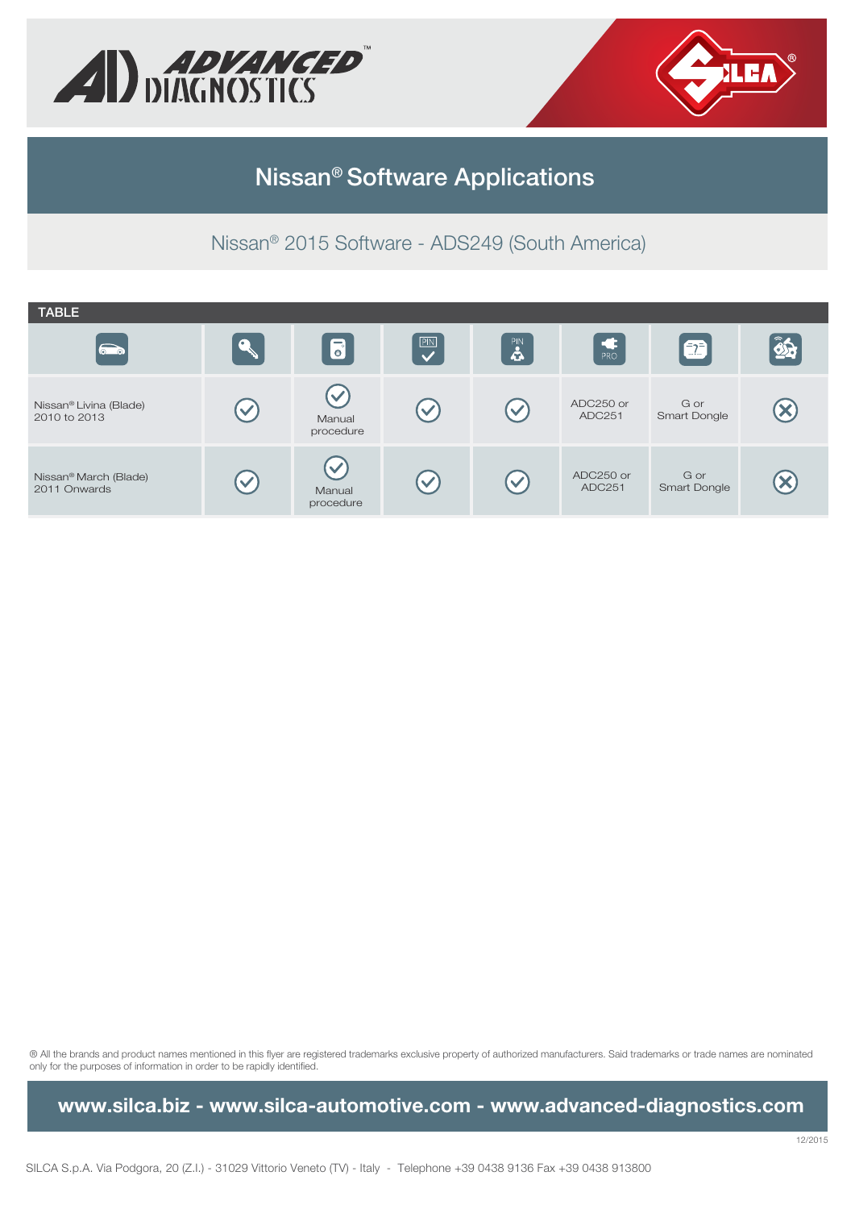# Nissan® Software Applications

## Nissan® 2015 Software - ADS249 (South America)

**TABLE**

| | | | | | | | |
|---|---|---|---|---|---|---|---|
| Nissan® Livina (Blade) 2010 to 2013 | ✓ | ✓ Manual procedure | ✓ | ✓ | ADC250 or ADC251 | G or Smart Dongle | ✗ |
| Nissan® March (Blade) 2011 Onwards | ✓ | ✓ Manual procedure | ✓ | ✓ | ADC250 or ADC251 | G or Smart Dongle | ✗ |

® All the brands and product names mentioned in this flyer are registered trademarks exclusive property of authorized manufacturers. Said trademarks or trade names are nominated only for the purposes of information in order to be rapidly identified.

**www.silca.biz - www.silca-automotive.com - www.advanced-diagnostics.com**

12/2015

SILCA S.p.A. Via Podgora, 20 (Z.I.) - 31029 Vittorio Veneto (TV) - Italy - Telephone +39 0438 9136 Fax +39 0438 913800